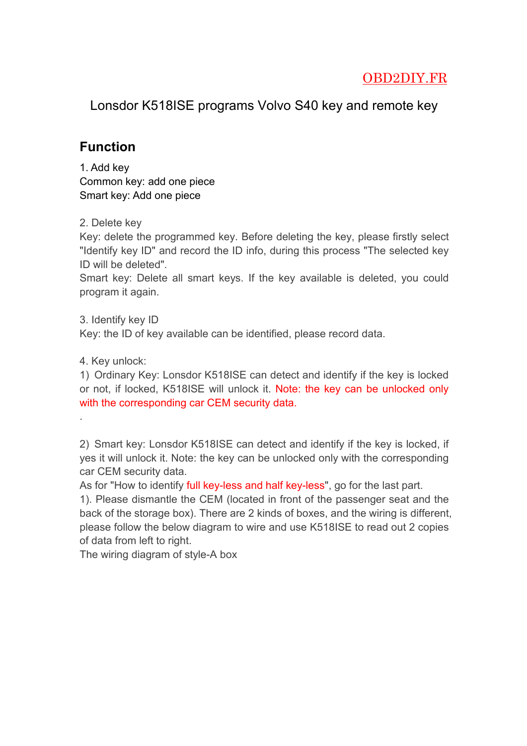OBD2DIY.FR

# Lonsdor K518ISE programs Volvo S40 key and remote key

## Function

1. Add key
Common key: add one piece
Smart key: Add one piece

2. Delete key
Key: delete the programmed key. Before deleting the key, please firstly select "Identify key ID" and record the ID info, during this process "The selected key ID will be deleted".
Smart key: Delete all smart keys. If the key available is deleted, you could program it again.

3. Identify key ID
Key: the ID of key available can be identified, please record data.

4. Key unlock:
1) Ordinary Key: Lonsdor K518ISE can detect and identify if the key is locked or not, if locked, K518ISE will unlock it. Note: the key can be unlocked only with the corresponding car CEM security data.
.

2) Smart key: Lonsdor K518ISE can detect and identify if the key is locked, if yes it will unlock it. Note: the key can be unlocked only with the corresponding car CEM security data.
As for "How to identify full key-less and half key-less", go for the last part.
1). Please dismantle the CEM (located in front of the passenger seat and the back of the storage box). There are 2 kinds of boxes, and the wiring is different, please follow the below diagram to wire and use K518ISE to read out 2 copies of data from left to right.
The wiring diagram of style-A box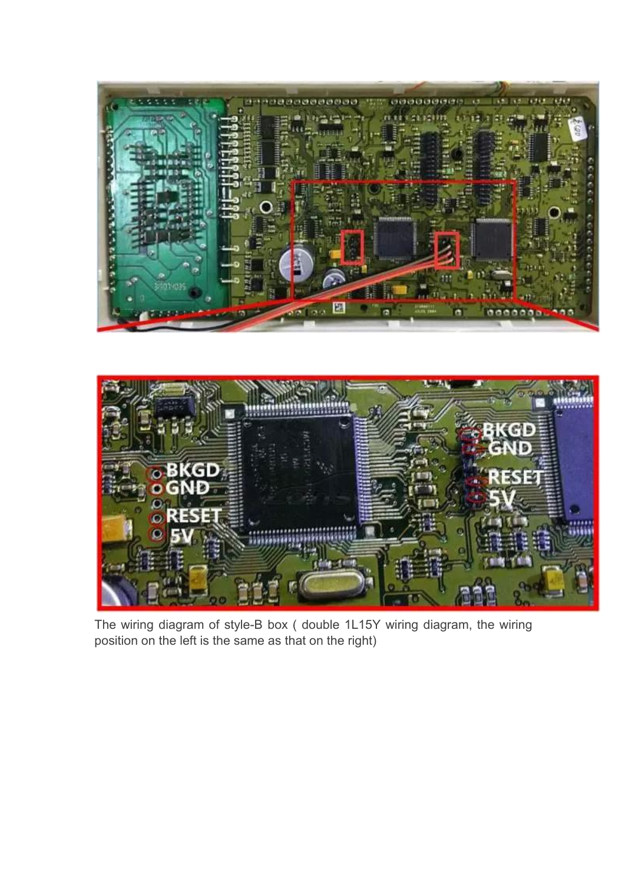The wiring diagram of style-B box ( double 1L15Y wiring diagram, the wiring position on the left is the same as that on the right)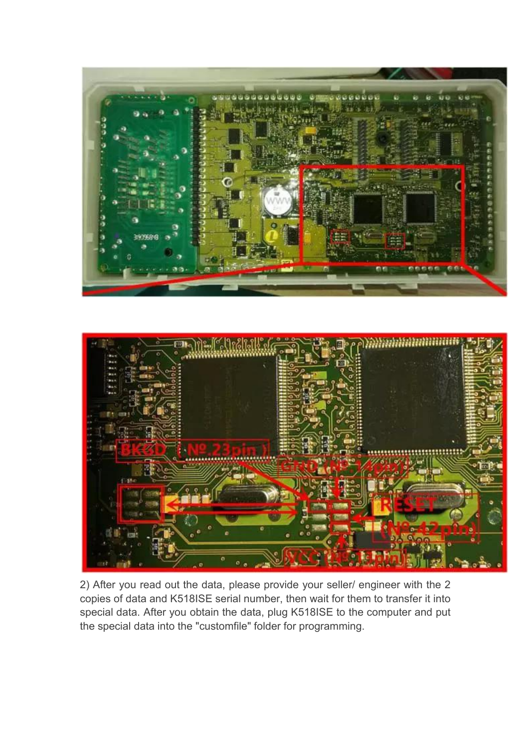2) After you read out the data, please provide your seller/ engineer with the 2 copies of data and K518ISE serial number, then wait for them to transfer it into special data. After you obtain the data, plug K518ISE to the computer and put the special data into the "customfile" folder for programming.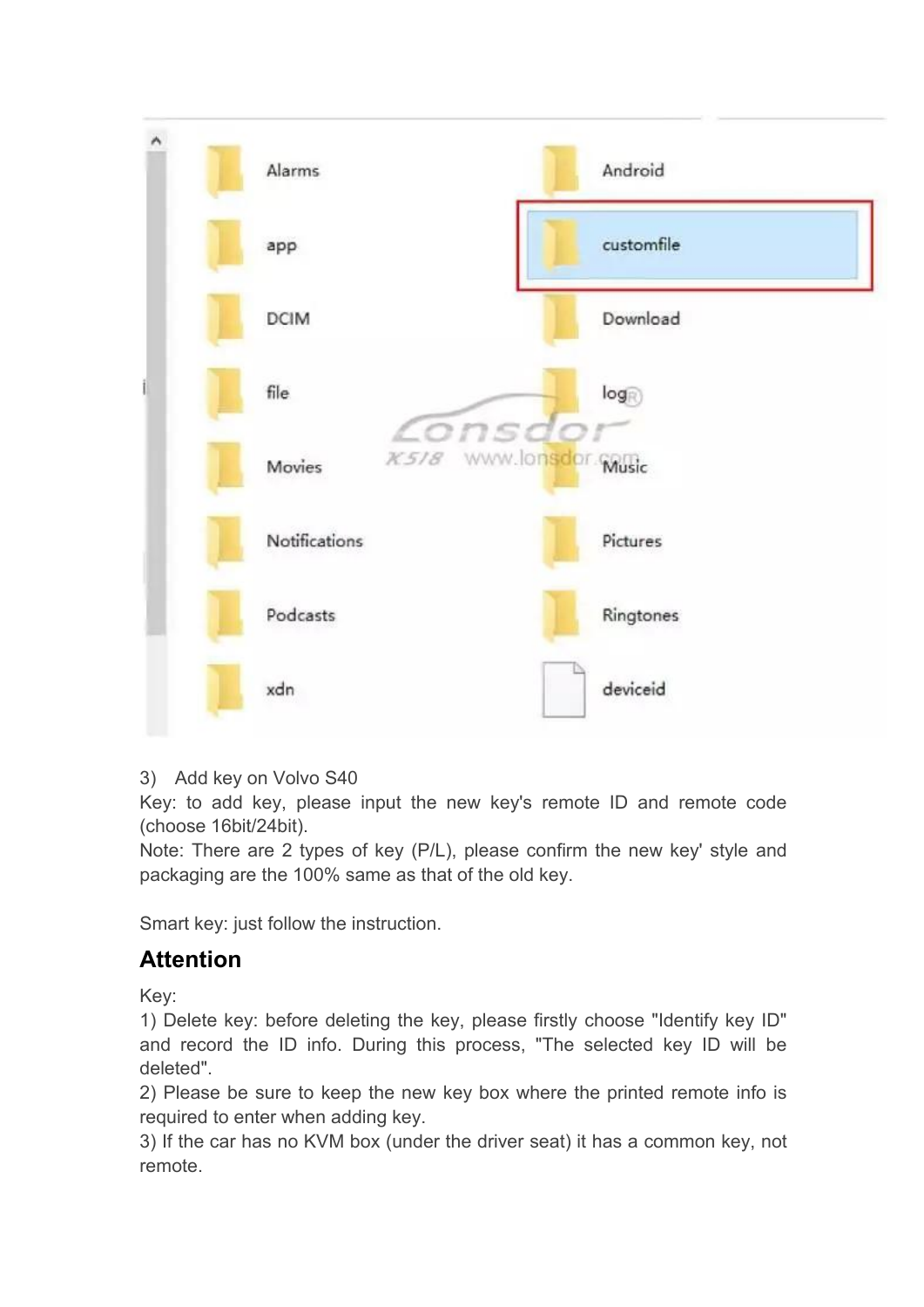3) Add key on Volvo S40

Key: to add key, please input the new key's remote ID and remote code (choose 16bit/24bit).

Note: There are 2 types of key (P/L), please confirm the new key' style and packaging are the 100% same as that of the old key.

Smart key: just follow the instruction.

## Attention

Key:

1) Delete key: before deleting the key, please firstly choose "Identify key ID" and record the ID info. During this process, "The selected key ID will be deleted".

2) Please be sure to keep the new key box where the printed remote info is required to enter when adding key.

3) If the car has no KVM box (under the driver seat) it has a common key, not remote.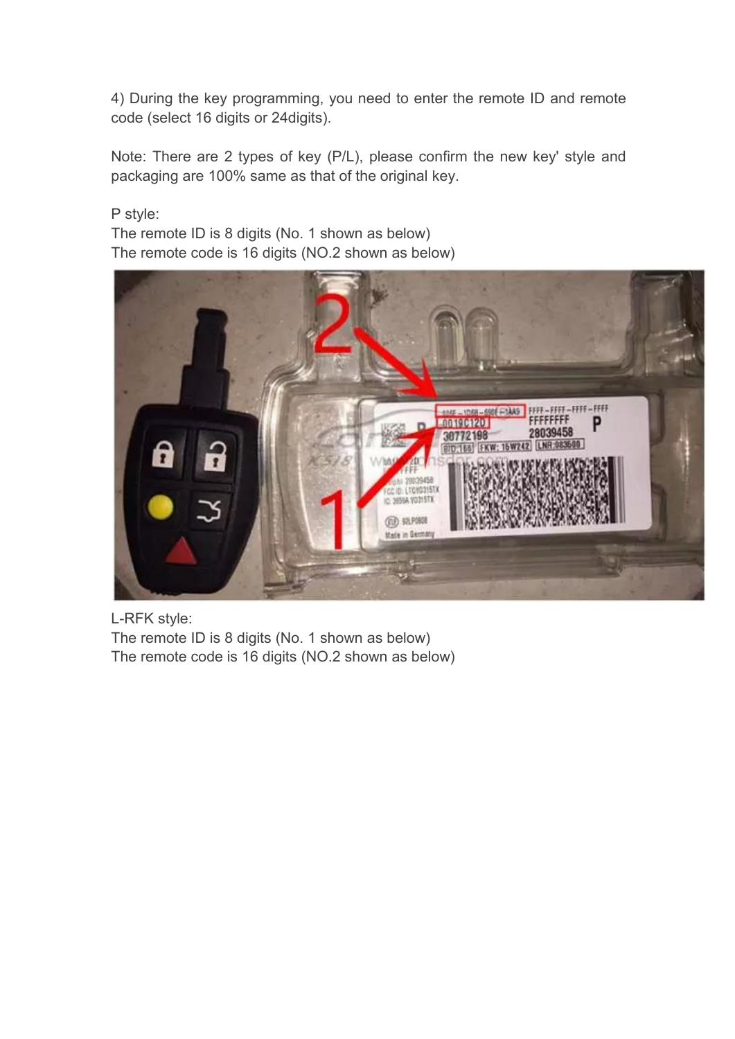4) During the key programming, you need to enter the remote ID and remote code (select 16 digits or 24digits).

Note: There are 2 types of key (P/L), please confirm the new key' style and packaging are 100% same as that of the original key.

P style:
The remote ID is 8 digits (No. 1 shown as below)
The remote code is 16 digits (NO.2 shown as below)

L-RFK style:
The remote ID is 8 digits (No. 1 shown as below)
The remote code is 16 digits (NO.2 shown as below)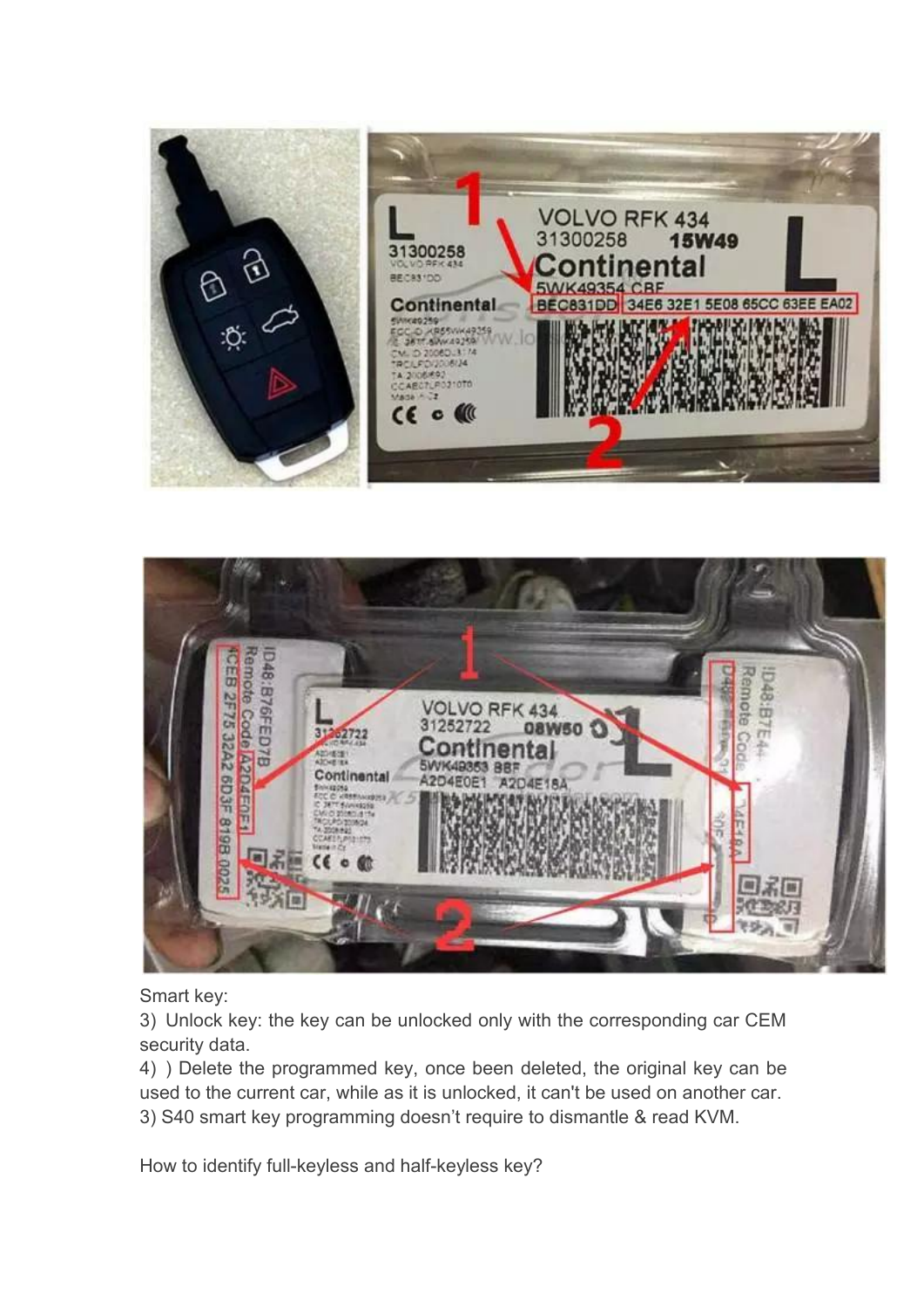Smart key:

3) Unlock key: the key can be unlocked only with the corresponding car CEM security data.

4) ) Delete the programmed key, once been deleted, the original key can be used to the current car, while as it is unlocked, it can't be used on another car.

3) S40 smart key programming doesn't require to dismantle & read KVM.

How to identify full-keyless and half-keyless key?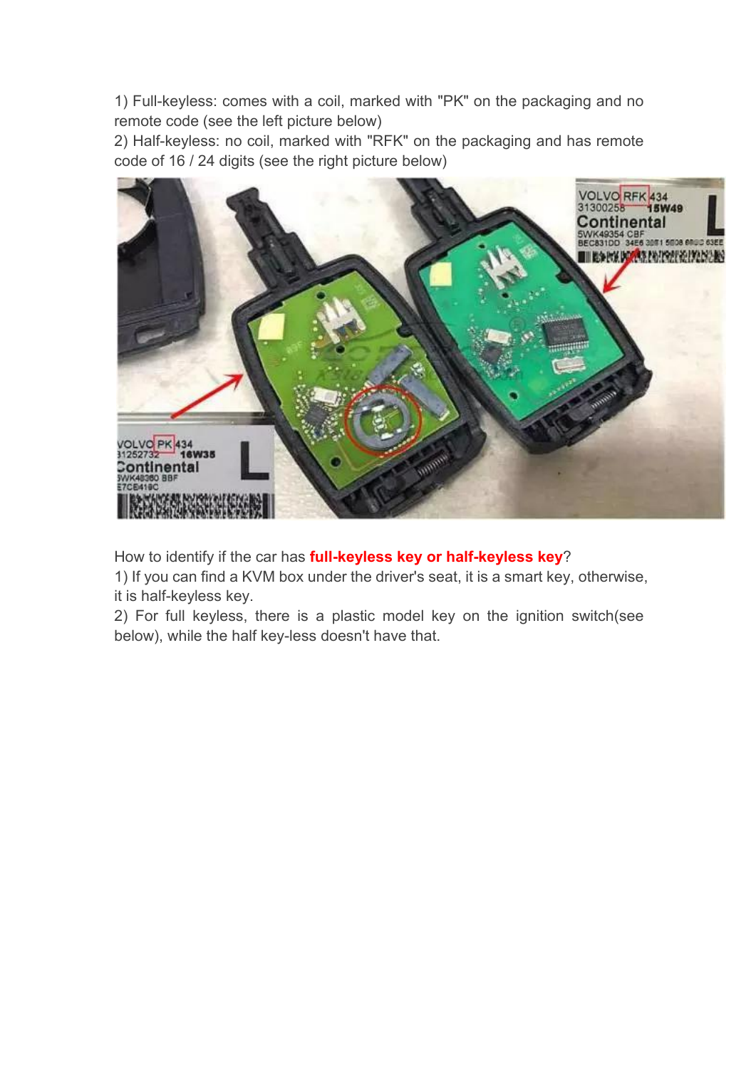1) Full-keyless: comes with a coil, marked with "PK" on the packaging and no remote code (see the left picture below)
2) Half-keyless: no coil, marked with "RFK" on the packaging and has remote code of 16 / 24 digits (see the right picture below)

How to identify if the car has **full-keyless key or half-keyless key**?
1) If you can find a KVM box under the driver's seat, it is a smart key, otherwise, it is half-keyless key.
2) For full keyless, there is a plastic model key on the ignition switch(see below), while the half key-less doesn't have that.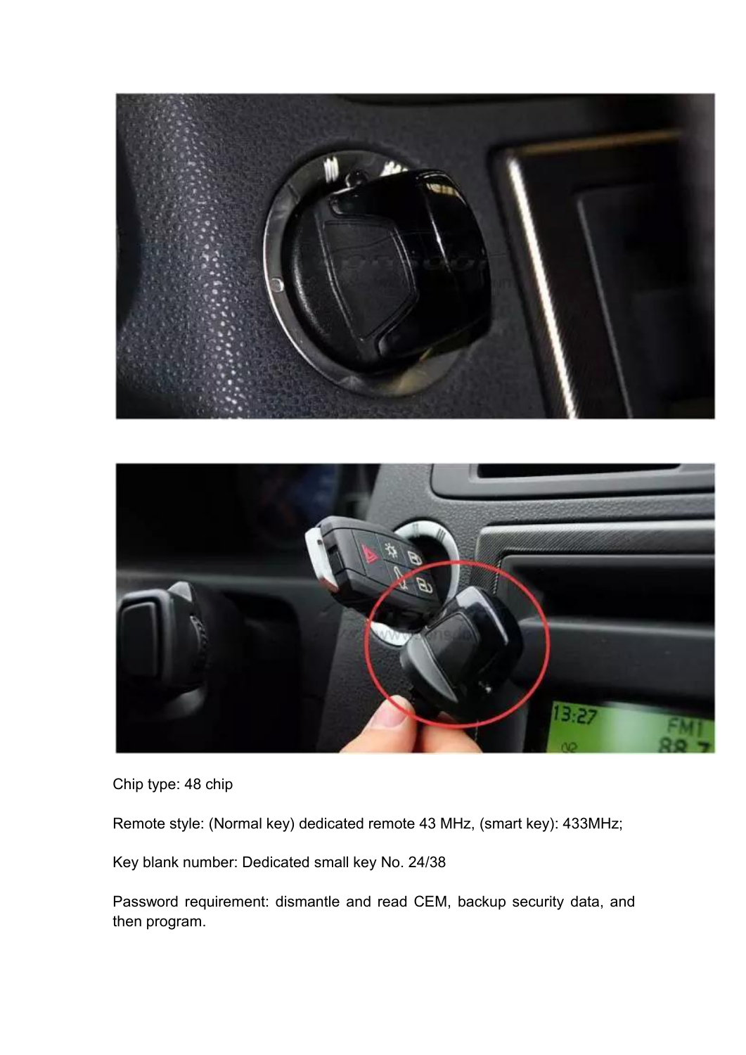Chip type: 48 chip

Remote style: (Normal key) dedicated remote 43 MHz, (smart key): 433MHz;

Key blank number: Dedicated small key No. 24/38

Password requirement: dismantle and read CEM, backup security data, and then program.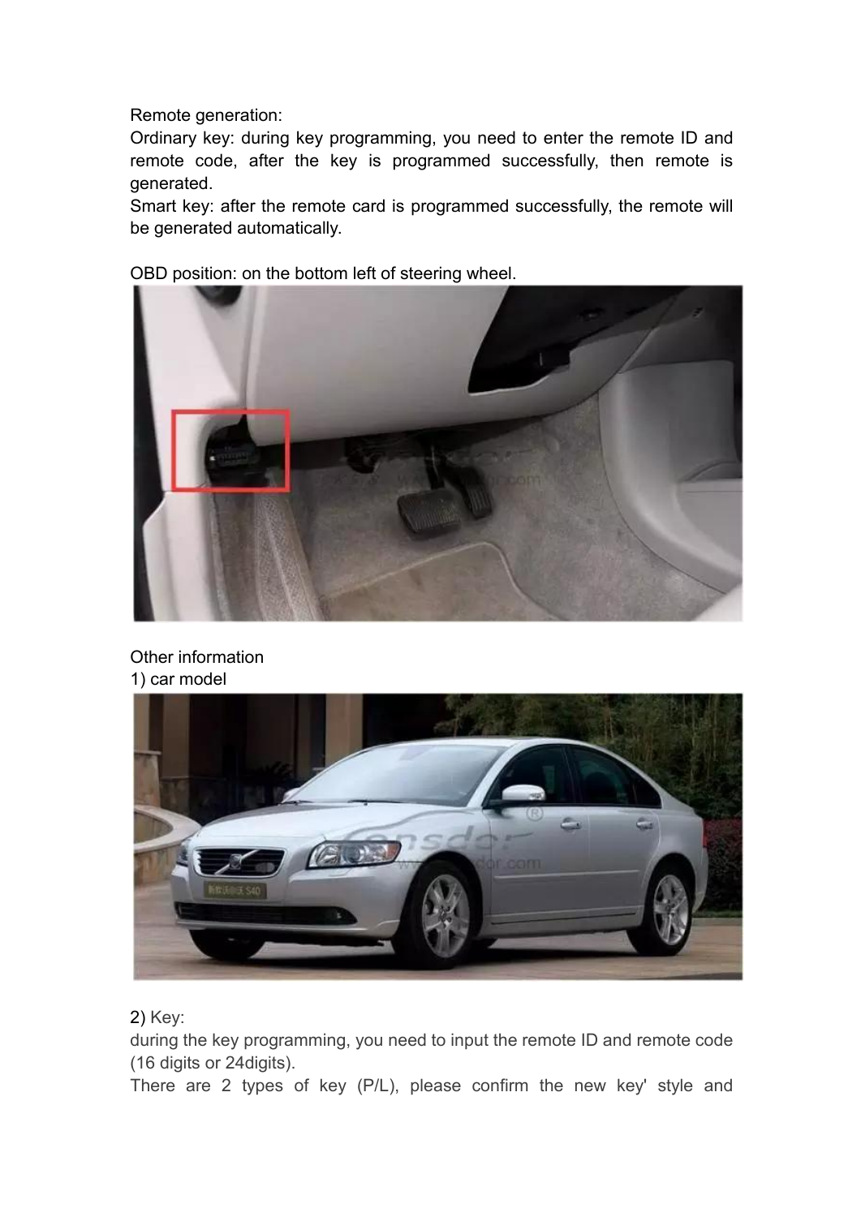Remote generation:

Ordinary key: during key programming, you need to enter the remote ID and remote code, after the key is programmed successfully, then remote is generated.

Smart key: after the remote card is programmed successfully, the remote will be generated automatically.

OBD position: on the bottom left of steering wheel.

Other information

1) car model

2) Key:

during the key programming, you need to input the remote ID and remote code (16 digits or 24digits).

There are 2 types of key (P/L), please confirm the new key' style and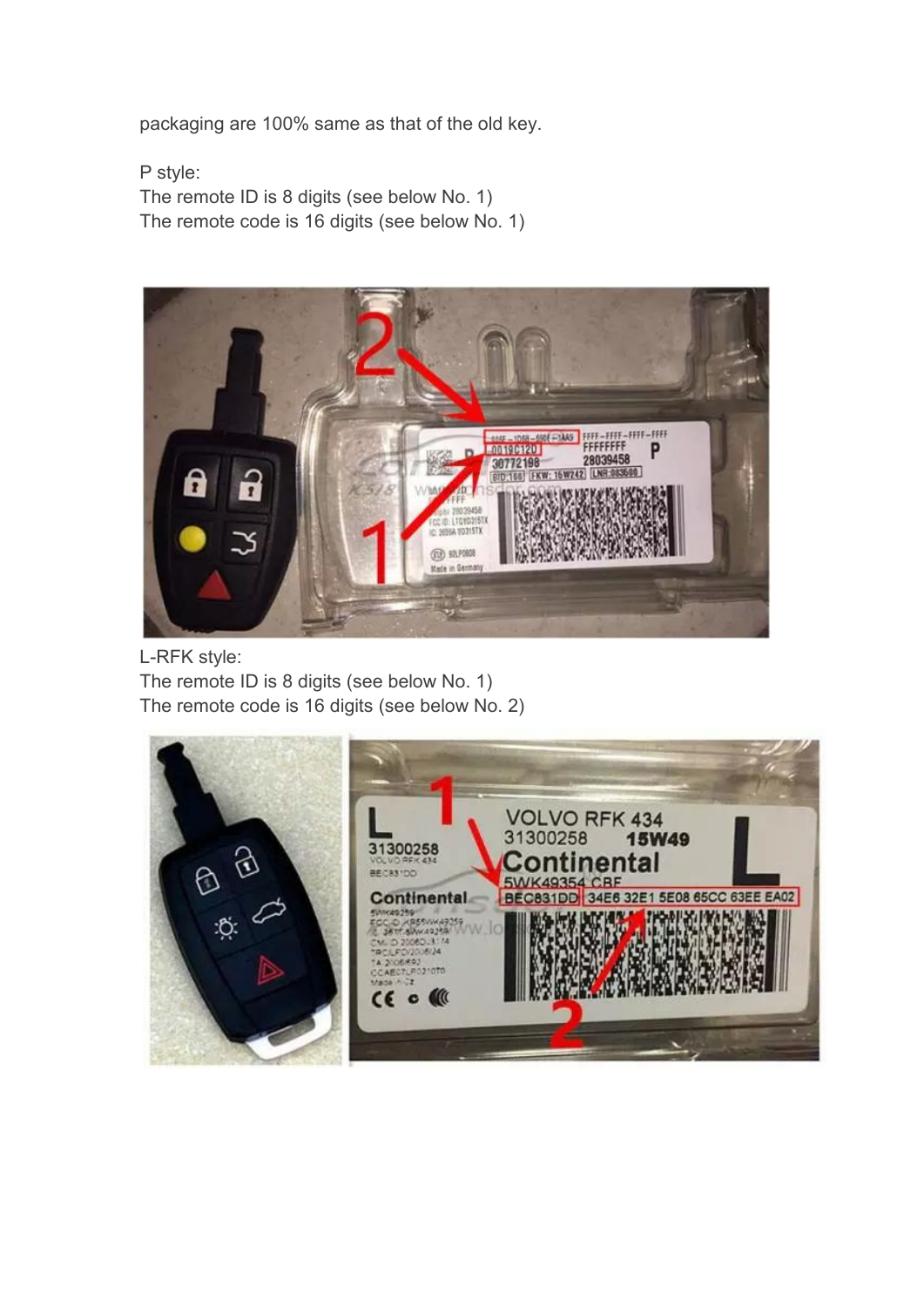packaging are 100% same as that of the old key.

P style:
The remote ID is 8 digits (see below No. 1)
The remote code is 16 digits (see below No. 1)

L-RFK style:
The remote ID is 8 digits (see below No. 1)
The remote code is 16 digits (see below No. 2)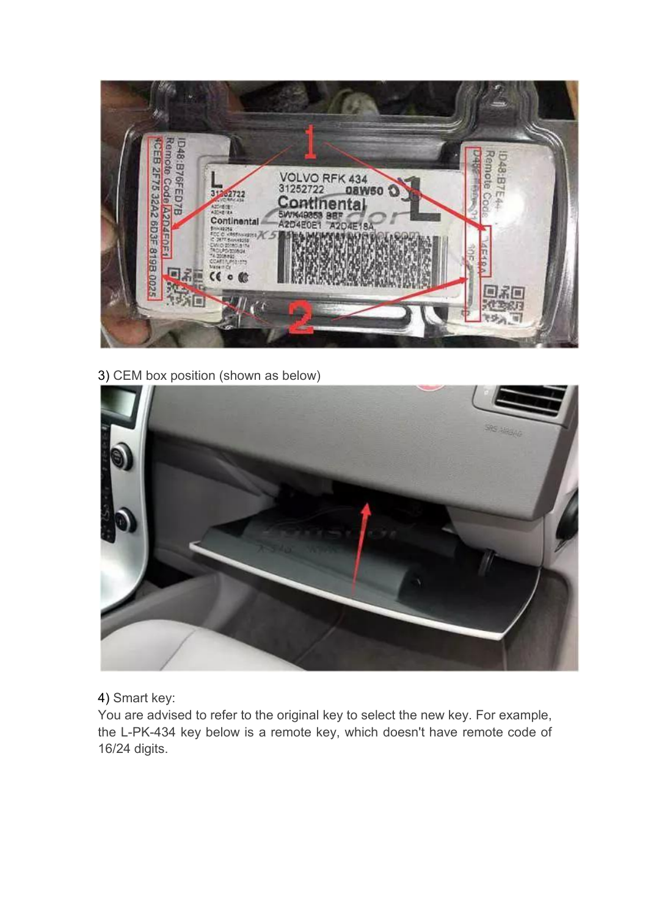3) CEM box position (shown as below)

4) Smart key:
You are advised to refer to the original key to select the new key. For example, the L-PK-434 key below is a remote key, which doesn't have remote code of 16/24 digits.